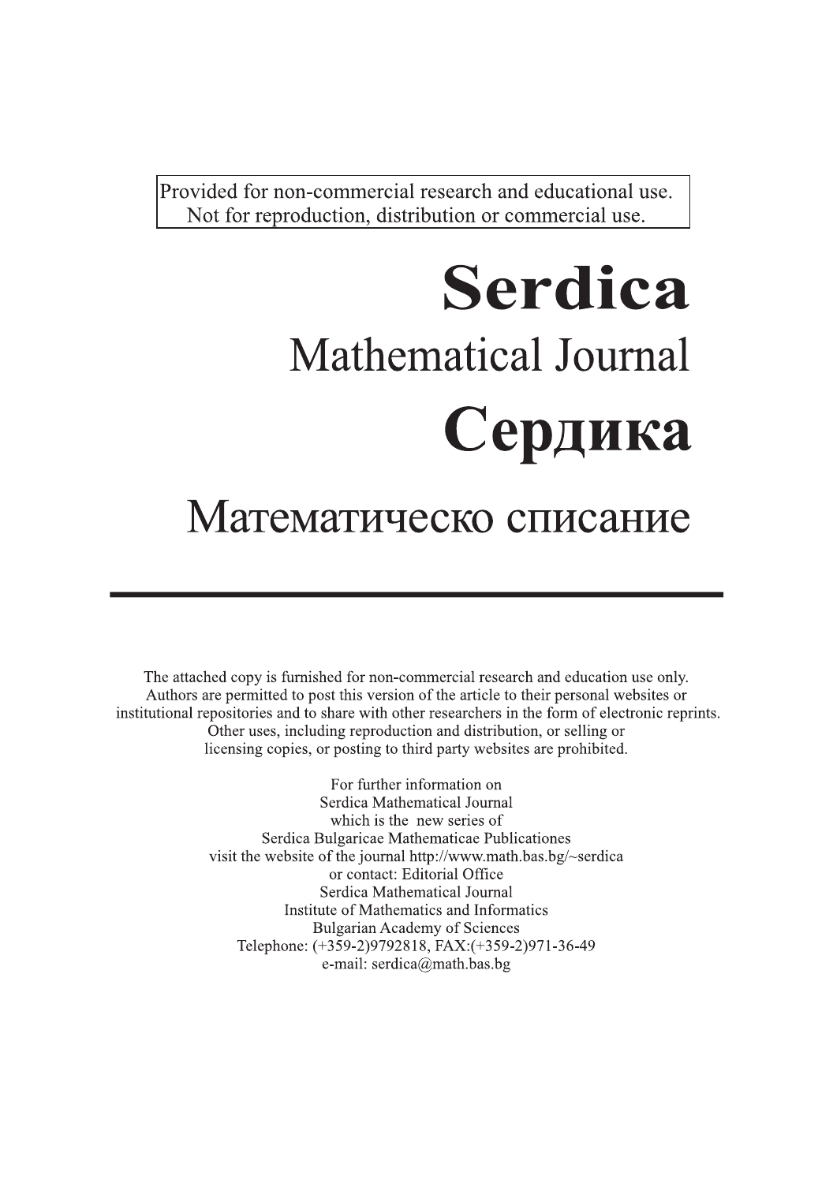Provided for non-commercial research and educational use.
Not for reproduction, distribution or commercial use.

# Serdica

## Mathematical Journal

# Сердика

## Математическо списание

---

The attached copy is furnished for non-commercial research and education use only. Authors are permitted to post this version of the article to their personal websites or institutional repositories and to share with other researchers in the form of electronic reprints. Other uses, including reproduction and distribution, or selling or licensing copies, or posting to third party websites are prohibited.

For further information on
Serdica Mathematical Journal
which is the new series of
Serdica Bulgaricae Mathematicae Publicationes
visit the website of the journal http://www.math.bas.bg/~serdica
or contact: Editorial Office
Serdica Mathematical Journal
Institute of Mathematics and Informatics
Bulgarian Academy of Sciences
Telephone: (+359-2)9792818, FAX:(+359-2)971-36-49
e-mail: serdica@math.bas.bg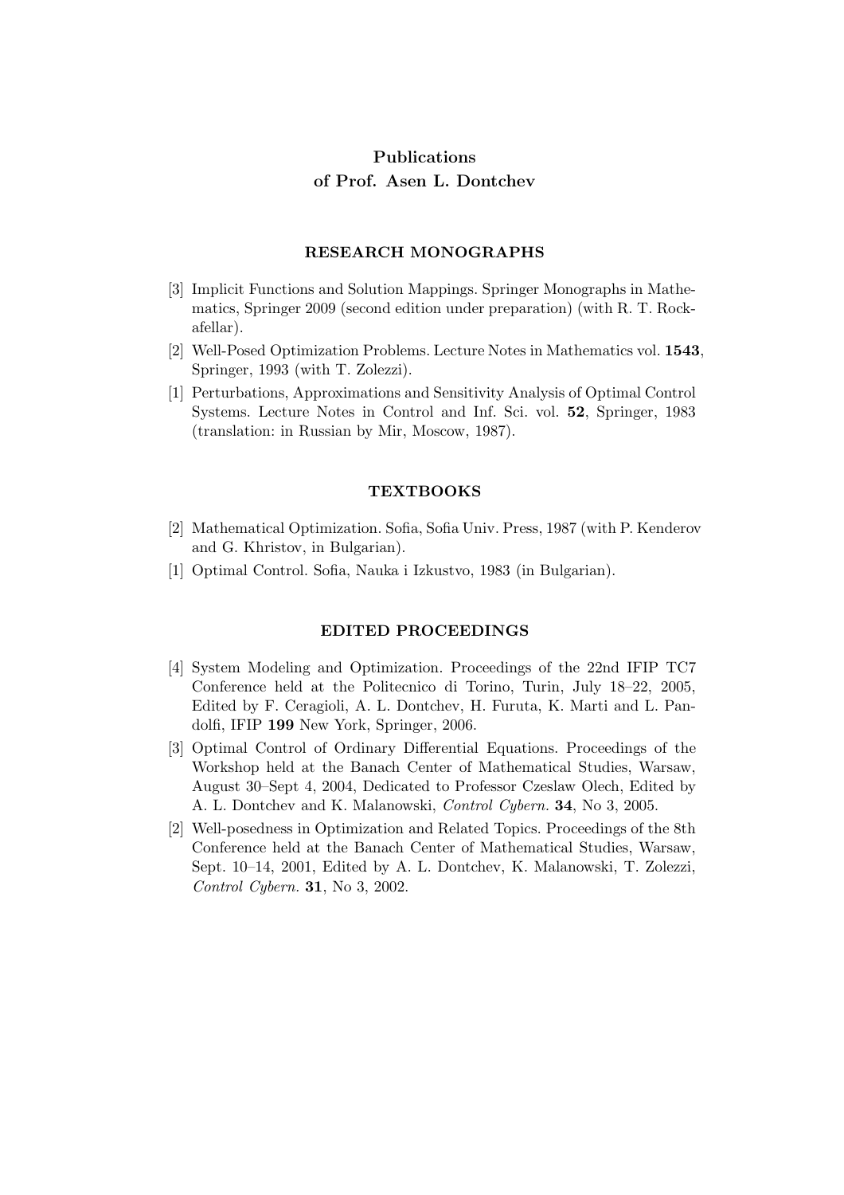# Publications
# of Prof. Asen L. Dontchev

## RESEARCH MONOGRAPHS

[3] Implicit Functions and Solution Mappings. Springer Monographs in Mathematics, Springer 2009 (second edition under preparation) (with R. T. Rockafellar).

[2] Well-Posed Optimization Problems. Lecture Notes in Mathematics vol. **1543**, Springer, 1993 (with T. Zolezzi).

[1] Perturbations, Approximations and Sensitivity Analysis of Optimal Control Systems. Lecture Notes in Control and Inf. Sci. vol. **52**, Springer, 1983 (translation: in Russian by Mir, Moscow, 1987).

## TEXTBOOKS

[2] Mathematical Optimization. Sofia, Sofia Univ. Press, 1987 (with P. Kenderov and G. Khristov, in Bulgarian).

[1] Optimal Control. Sofia, Nauka i Izkustvo, 1983 (in Bulgarian).

## EDITED PROCEEDINGS

[4] System Modeling and Optimization. Proceedings of the 22nd IFIP TC7 Conference held at the Politecnico di Torino, Turin, July 18–22, 2005, Edited by F. Ceragioli, A. L. Dontchev, H. Furuta, K. Marti and L. Pandolfi, IFIP **199** New York, Springer, 2006.

[3] Optimal Control of Ordinary Differential Equations. Proceedings of the Workshop held at the Banach Center of Mathematical Studies, Warsaw, August 30–Sept 4, 2004, Dedicated to Professor Czeslaw Olech, Edited by A. L. Dontchev and K. Malanowski, *Control Cybern.* **34**, No 3, 2005.

[2] Well-posedness in Optimization and Related Topics. Proceedings of the 8th Conference held at the Banach Center of Mathematical Studies, Warsaw, Sept. 10–14, 2001, Edited by A. L. Dontchev, K. Malanowski, T. Zolezzi, *Control Cybern.* **31**, No 3, 2002.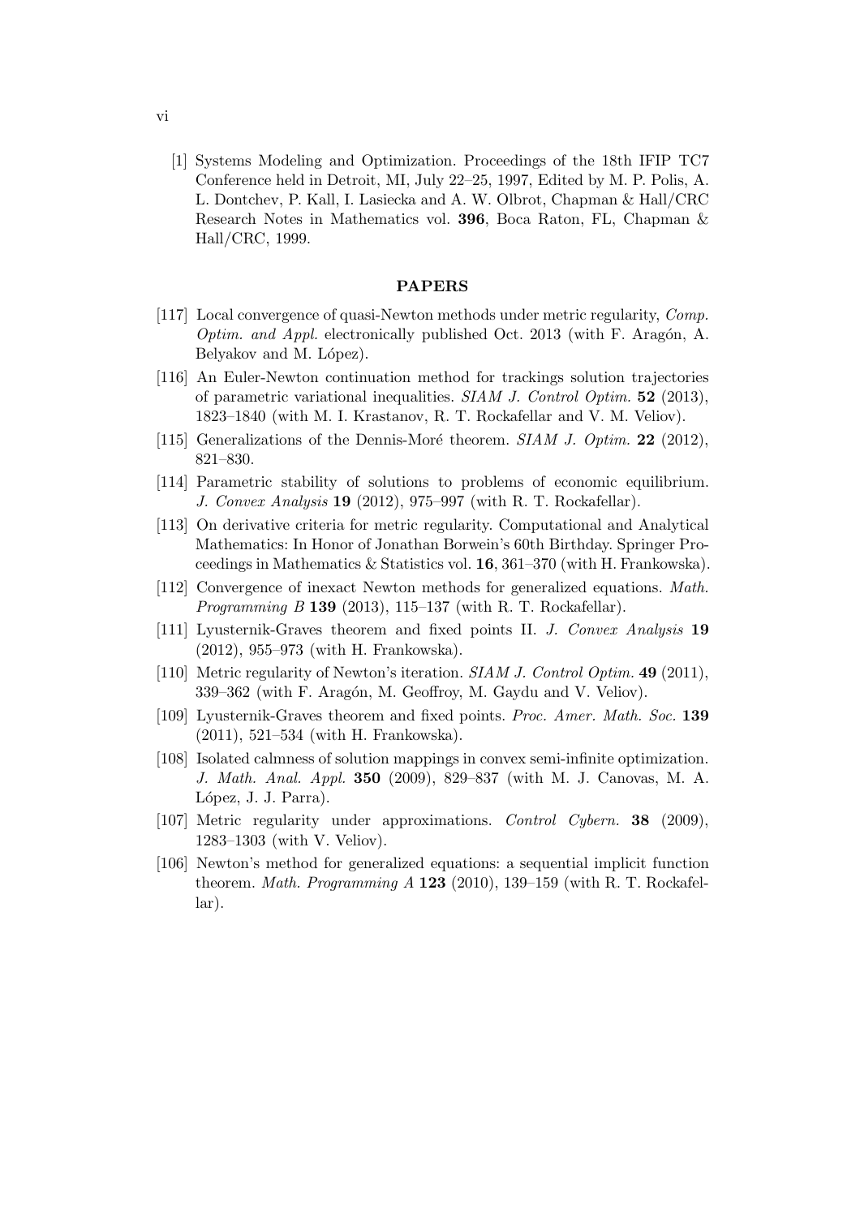[1] Systems Modeling and Optimization. Proceedings of the 18th IFIP TC7 Conference held in Detroit, MI, July 22–25, 1997, Edited by M. P. Polis, A. L. Dontchev, P. Kall, I. Lasiecka and A. W. Olbrot, Chapman & Hall/CRC Research Notes in Mathematics vol. **396**, Boca Raton, FL, Chapman & Hall/CRC, 1999.

## PAPERS

[117] Local convergence of quasi-Newton methods under metric regularity, *Comp. Optim. and Appl.* electronically published Oct. 2013 (with F. Aragón, A. Belyakov and M. López).

[116] An Euler-Newton continuation method for trackings solution trajectories of parametric variational inequalities. *SIAM J. Control Optim.* **52** (2013), 1823–1840 (with M. I. Krastanov, R. T. Rockafellar and V. M. Veliov).

[115] Generalizations of the Dennis-Moré theorem. *SIAM J. Optim.* **22** (2012), 821–830.

[114] Parametric stability of solutions to problems of economic equilibrium. *J. Convex Analysis* **19** (2012), 975–997 (with R. T. Rockafellar).

[113] On derivative criteria for metric regularity. Computational and Analytical Mathematics: In Honor of Jonathan Borwein's 60th Birthday. Springer Proceedings in Mathematics & Statistics vol. **16**, 361–370 (with H. Frankowska).

[112] Convergence of inexact Newton methods for generalized equations. *Math. Programming B* **139** (2013), 115–137 (with R. T. Rockafellar).

[111] Lyusternik-Graves theorem and fixed points II. *J. Convex Analysis* **19** (2012), 955–973 (with H. Frankowska).

[110] Metric regularity of Newton's iteration. *SIAM J. Control Optim.* **49** (2011), 339–362 (with F. Aragón, M. Geoffroy, M. Gaydu and V. Veliov).

[109] Lyusternik-Graves theorem and fixed points. *Proc. Amer. Math. Soc.* **139** (2011), 521–534 (with H. Frankowska).

[108] Isolated calmness of solution mappings in convex semi-infinite optimization. *J. Math. Anal. Appl.* **350** (2009), 829–837 (with M. J. Canovas, M. A. López, J. J. Parra).

[107] Metric regularity under approximations. *Control Cybern.* **38** (2009), 1283–1303 (with V. Veliov).

[106] Newton's method for generalized equations: a sequential implicit function theorem. *Math. Programming A* **123** (2010), 139–159 (with R. T. Rockafellar).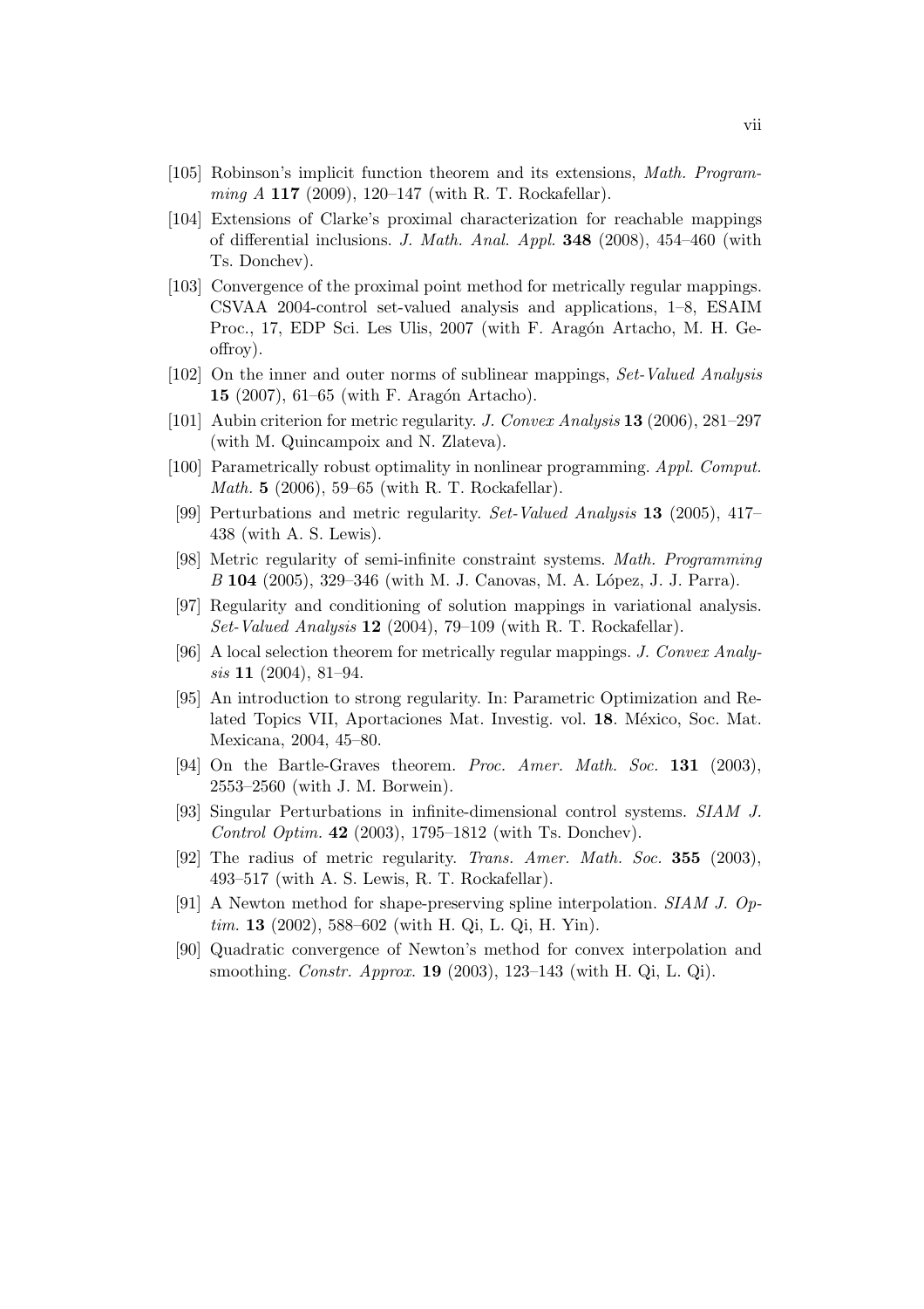[105] Robinson's implicit function theorem and its extensions, *Math. Programming A* **117** (2009), 120–147 (with R. T. Rockafellar).

[104] Extensions of Clarke's proximal characterization for reachable mappings of differential inclusions. *J. Math. Anal. Appl.* **348** (2008), 454–460 (with Ts. Donchev).

[103] Convergence of the proximal point method for metrically regular mappings. CSVAA 2004-control set-valued analysis and applications, 1–8, ESAIM Proc., 17, EDP Sci. Les Ulis, 2007 (with F. Aragón Artacho, M. H. Geoffroy).

[102] On the inner and outer norms of sublinear mappings, *Set-Valued Analysis* **15** (2007), 61–65 (with F. Aragón Artacho).

[101] Aubin criterion for metric regularity. *J. Convex Analysis* **13** (2006), 281–297 (with M. Quincampoix and N. Zlateva).

[100] Parametrically robust optimality in nonlinear programming. *Appl. Comput. Math.* **5** (2006), 59–65 (with R. T. Rockafellar).

[99] Perturbations and metric regularity. *Set-Valued Analysis* **13** (2005), 417–438 (with A. S. Lewis).

[98] Metric regularity of semi-infinite constraint systems. *Math. Programming B* **104** (2005), 329–346 (with M. J. Canovas, M. A. López, J. J. Parra).

[97] Regularity and conditioning of solution mappings in variational analysis. *Set-Valued Analysis* **12** (2004), 79–109 (with R. T. Rockafellar).

[96] A local selection theorem for metrically regular mappings. *J. Convex Analysis* **11** (2004), 81–94.

[95] An introduction to strong regularity. In: Parametric Optimization and Related Topics VII, Aportaciones Mat. Investig. vol. **18**. México, Soc. Mat. Mexicana, 2004, 45–80.

[94] On the Bartle-Graves theorem. *Proc. Amer. Math. Soc.* **131** (2003), 2553–2560 (with J. M. Borwein).

[93] Singular Perturbations in infinite-dimensional control systems. *SIAM J. Control Optim.* **42** (2003), 1795–1812 (with Ts. Donchev).

[92] The radius of metric regularity. *Trans. Amer. Math. Soc.* **355** (2003), 493–517 (with A. S. Lewis, R. T. Rockafellar).

[91] A Newton method for shape-preserving spline interpolation. *SIAM J. Optim.* **13** (2002), 588–602 (with H. Qi, L. Qi, H. Yin).

[90] Quadratic convergence of Newton's method for convex interpolation and smoothing. *Constr. Approx.* **19** (2003), 123–143 (with H. Qi, L. Qi).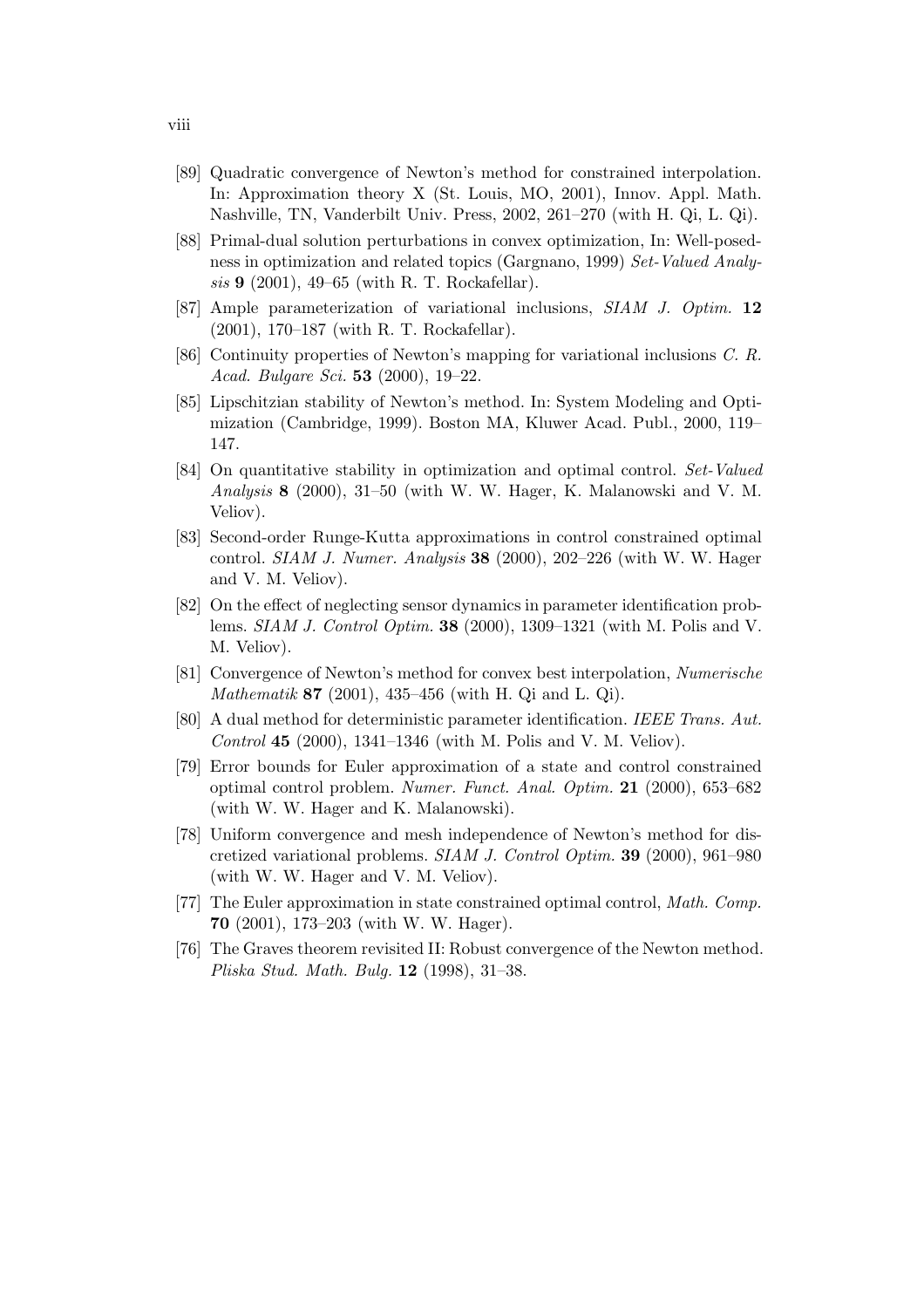[89] Quadratic convergence of Newton's method for constrained interpolation. In: Approximation theory X (St. Louis, MO, 2001), Innov. Appl. Math. Nashville, TN, Vanderbilt Univ. Press, 2002, 261–270 (with H. Qi, L. Qi).

[88] Primal-dual solution perturbations in convex optimization, In: Well-posedness in optimization and related topics (Gargnano, 1999) *Set-Valued Analysis* **9** (2001), 49–65 (with R. T. Rockafellar).

[87] Ample parameterization of variational inclusions, *SIAM J. Optim.* **12** (2001), 170–187 (with R. T. Rockafellar).

[86] Continuity properties of Newton's mapping for variational inclusions *C. R. Acad. Bulgare Sci.* **53** (2000), 19–22.

[85] Lipschitzian stability of Newton's method. In: System Modeling and Optimization (Cambridge, 1999). Boston MA, Kluwer Acad. Publ., 2000, 119–147.

[84] On quantitative stability in optimization and optimal control. *Set-Valued Analysis* **8** (2000), 31–50 (with W. W. Hager, K. Malanowski and V. M. Veliov).

[83] Second-order Runge-Kutta approximations in control constrained optimal control. *SIAM J. Numer. Analysis* **38** (2000), 202–226 (with W. W. Hager and V. M. Veliov).

[82] On the effect of neglecting sensor dynamics in parameter identification problems. *SIAM J. Control Optim.* **38** (2000), 1309–1321 (with M. Polis and V. M. Veliov).

[81] Convergence of Newton's method for convex best interpolation, *Numerische Mathematik* **87** (2001), 435–456 (with H. Qi and L. Qi).

[80] A dual method for deterministic parameter identification. *IEEE Trans. Aut. Control* **45** (2000), 1341–1346 (with M. Polis and V. M. Veliov).

[79] Error bounds for Euler approximation of a state and control constrained optimal control problem. *Numer. Funct. Anal. Optim.* **21** (2000), 653–682 (with W. W. Hager and K. Malanowski).

[78] Uniform convergence and mesh independence of Newton's method for discretized variational problems. *SIAM J. Control Optim.* **39** (2000), 961–980 (with W. W. Hager and V. M. Veliov).

[77] The Euler approximation in state constrained optimal control, *Math. Comp.* **70** (2001), 173–203 (with W. W. Hager).

[76] The Graves theorem revisited II: Robust convergence of the Newton method. *Pliska Stud. Math. Bulg.* **12** (1998), 31–38.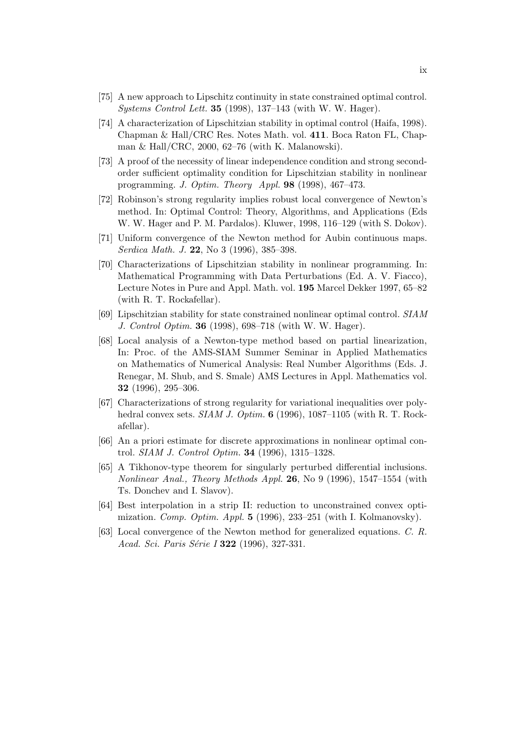[75] A new approach to Lipschitz continuity in state constrained optimal control. *Systems Control Lett.* **35** (1998), 137–143 (with W. W. Hager).

[74] A characterization of Lipschitzian stability in optimal control (Haifa, 1998). Chapman & Hall/CRC Res. Notes Math. vol. **411**. Boca Raton FL, Chapman & Hall/CRC, 2000, 62–76 (with K. Malanowski).

[73] A proof of the necessity of linear independence condition and strong second-order sufficient optimality condition for Lipschitzian stability in nonlinear programming. *J. Optim. Theory Appl.* **98** (1998), 467–473.

[72] Robinson's strong regularity implies robust local convergence of Newton's method. In: Optimal Control: Theory, Algorithms, and Applications (Eds W. W. Hager and P. M. Pardalos). Kluwer, 1998, 116–129 (with S. Dokov).

[71] Uniform convergence of the Newton method for Aubin continuous maps. *Serdica Math. J.* **22**, No 3 (1996), 385–398.

[70] Characterizations of Lipschitzian stability in nonlinear programming. In: Mathematical Programming with Data Perturbations (Ed. A. V. Fiacco), Lecture Notes in Pure and Appl. Math. vol. **195** Marcel Dekker 1997, 65–82 (with R. T. Rockafellar).

[69] Lipschitzian stability for state constrained nonlinear optimal control. *SIAM J. Control Optim.* **36** (1998), 698–718 (with W. W. Hager).

[68] Local analysis of a Newton-type method based on partial linearization, In: Proc. of the AMS-SIAM Summer Seminar in Applied Mathematics on Mathematics of Numerical Analysis: Real Number Algorithms (Eds. J. Renegar, M. Shub, and S. Smale) AMS Lectures in Appl. Mathematics vol. **32** (1996), 295–306.

[67] Characterizations of strong regularity for variational inequalities over polyhedral convex sets. *SIAM J. Optim.* **6** (1996), 1087–1105 (with R. T. Rockafellar).

[66] An a priori estimate for discrete approximations in nonlinear optimal control. *SIAM J. Control Optim.* **34** (1996), 1315–1328.

[65] A Tikhonov-type theorem for singularly perturbed differential inclusions. *Nonlinear Anal., Theory Methods Appl.* **26**, No 9 (1996), 1547–1554 (with Ts. Donchev and I. Slavov).

[64] Best interpolation in a strip II: reduction to unconstrained convex optimization. *Comp. Optim. Appl.* **5** (1996), 233–251 (with I. Kolmanovsky).

[63] Local convergence of the Newton method for generalized equations. *C. R. Acad. Sci. Paris Série I* **322** (1996), 327-331.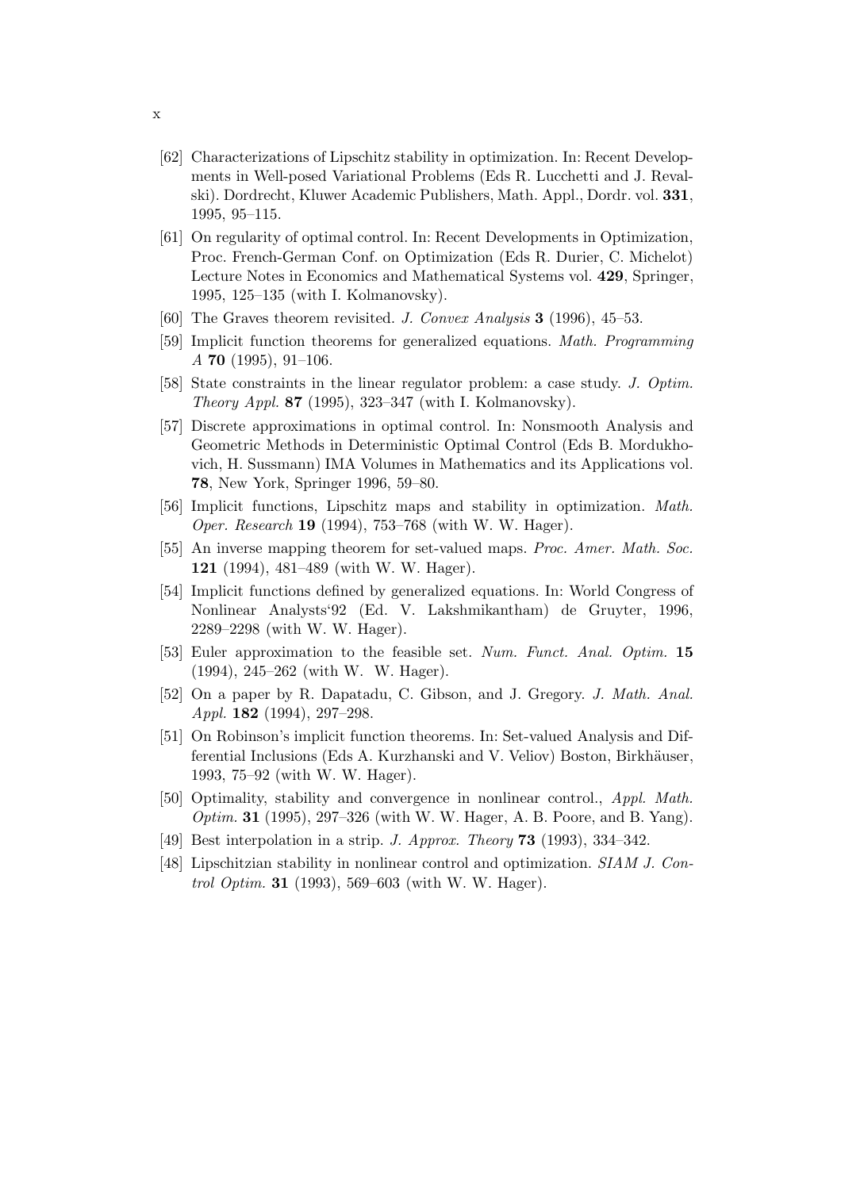[62] Characterizations of Lipschitz stability in optimization. In: Recent Developments in Well-posed Variational Problems (Eds R. Lucchetti and J. Revalski). Dordrecht, Kluwer Academic Publishers, Math. Appl., Dordr. vol. **331**, 1995, 95–115.

[61] On regularity of optimal control. In: Recent Developments in Optimization, Proc. French-German Conf. on Optimization (Eds R. Durier, C. Michelot) Lecture Notes in Economics and Mathematical Systems vol. **429**, Springer, 1995, 125–135 (with I. Kolmanovsky).

[60] The Graves theorem revisited. *J. Convex Analysis* **3** (1996), 45–53.

[59] Implicit function theorems for generalized equations. *Math. Programming A* **70** (1995), 91–106.

[58] State constraints in the linear regulator problem: a case study. *J. Optim. Theory Appl.* **87** (1995), 323–347 (with I. Kolmanovsky).

[57] Discrete approximations in optimal control. In: Nonsmooth Analysis and Geometric Methods in Deterministic Optimal Control (Eds B. Mordukhovich, H. Sussmann) IMA Volumes in Mathematics and its Applications vol. **78**, New York, Springer 1996, 59–80.

[56] Implicit functions, Lipschitz maps and stability in optimization. *Math. Oper. Research* **19** (1994), 753–768 (with W. W. Hager).

[55] An inverse mapping theorem for set-valued maps. *Proc. Amer. Math. Soc.* **121** (1994), 481–489 (with W. W. Hager).

[54] Implicit functions defined by generalized equations. In: World Congress of Nonlinear Analysts'92 (Ed. V. Lakshmikantham) de Gruyter, 1996, 2289–2298 (with W. W. Hager).

[53] Euler approximation to the feasible set. *Num. Funct. Anal. Optim.* **15** (1994), 245–262 (with W. W. Hager).

[52] On a paper by R. Dapatadu, C. Gibson, and J. Gregory. *J. Math. Anal. Appl.* **182** (1994), 297–298.

[51] On Robinson's implicit function theorems. In: Set-valued Analysis and Differential Inclusions (Eds A. Kurzhanski and V. Veliov) Boston, Birkhäuser, 1993, 75–92 (with W. W. Hager).

[50] Optimality, stability and convergence in nonlinear control., *Appl. Math. Optim.* **31** (1995), 297–326 (with W. W. Hager, A. B. Poore, and B. Yang).

[49] Best interpolation in a strip. *J. Approx. Theory* **73** (1993), 334–342.

[48] Lipschitzian stability in nonlinear control and optimization. *SIAM J. Control Optim.* **31** (1993), 569–603 (with W. W. Hager).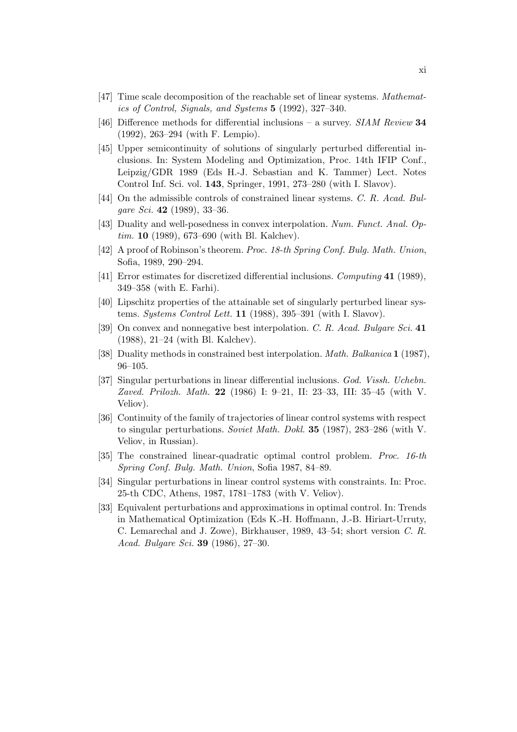[47] Time scale decomposition of the reachable set of linear systems. *Mathematics of Control, Signals, and Systems* **5** (1992), 327–340.

[46] Difference methods for differential inclusions – a survey. *SIAM Review* **34** (1992), 263–294 (with F. Lempio).

[45] Upper semicontinuity of solutions of singularly perturbed differential inclusions. In: System Modeling and Optimization, Proc. 14th IFIP Conf., Leipzig/GDR 1989 (Eds H.-J. Sebastian and K. Tammer) Lect. Notes Control Inf. Sci. vol. **143**, Springer, 1991, 273–280 (with I. Slavov).

[44] On the admissible controls of constrained linear systems. *C. R. Acad. Bulgare Sci.* **42** (1989), 33–36.

[43] Duality and well-posedness in convex interpolation. *Num. Funct. Anal. Optim.* **10** (1989), 673–690 (with Bl. Kalchev).

[42] A proof of Robinson's theorem. *Proc. 18-th Spring Conf. Bulg. Math. Union*, Sofia, 1989, 290–294.

[41] Error estimates for discretized differential inclusions. *Computing* **41** (1989), 349–358 (with E. Farhi).

[40] Lipschitz properties of the attainable set of singularly perturbed linear systems. *Systems Control Lett.* **11** (1988), 395–391 (with I. Slavov).

[39] On convex and nonnegative best interpolation. *C. R. Acad. Bulgare Sci.* **41** (1988), 21–24 (with Bl. Kalchev).

[38] Duality methods in constrained best interpolation. *Math. Balkanica* **1** (1987), 96–105.

[37] Singular perturbations in linear differential inclusions. *God. Vissh. Uchebn. Zaved. Prilozh. Math.* **22** (1986) I: 9–21, II: 23–33, III: 35–45 (with V. Veliov).

[36] Continuity of the family of trajectories of linear control systems with respect to singular perturbations. *Soviet Math. Dokl.* **35** (1987), 283–286 (with V. Veliov, in Russian).

[35] The constrained linear-quadratic optimal control problem. *Proc. 16-th Spring Conf. Bulg. Math. Union*, Sofia 1987, 84–89.

[34] Singular perturbations in linear control systems with constraints. In: Proc. 25-th CDC, Athens, 1987, 1781–1783 (with V. Veliov).

[33] Equivalent perturbations and approximations in optimal control. In: Trends in Mathematical Optimization (Eds K.-H. Hoffmann, J.-B. Hiriart-Urruty, C. Lemarechal and J. Zowe), Birkhauser, 1989, 43–54; short version *C. R. Acad. Bulgare Sci.* **39** (1986), 27–30.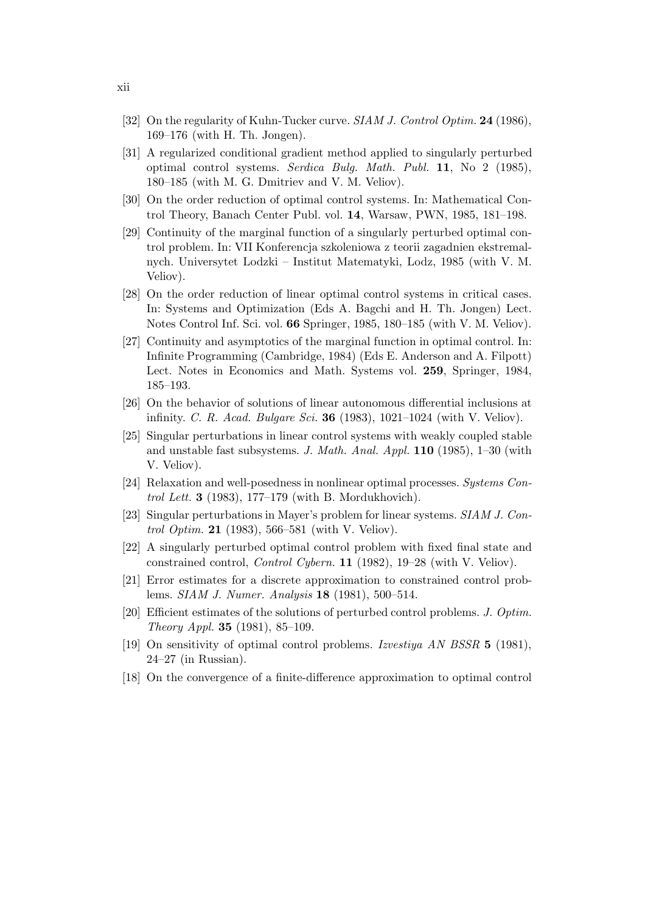[32] On the regularity of Kuhn-Tucker curve. *SIAM J. Control Optim.* **24** (1986), 169–176 (with H. Th. Jongen).

[31] A regularized conditional gradient method applied to singularly perturbed optimal control systems. *Serdica Bulg. Math. Publ.* **11**, No 2 (1985), 180–185 (with M. G. Dmitriev and V. M. Veliov).

[30] On the order reduction of optimal control systems. In: Mathematical Control Theory, Banach Center Publ. vol. **14**, Warsaw, PWN, 1985, 181–198.

[29] Continuity of the marginal function of a singularly perturbed optimal control problem. In: VII Konferencja szkoleniowa z teorii zagadnien ekstremalnych. Universytet Lodzki – Institut Matematyki, Lodz, 1985 (with V. M. Veliov).

[28] On the order reduction of linear optimal control systems in critical cases. In: Systems and Optimization (Eds A. Bagchi and H. Th. Jongen) Lect. Notes Control Inf. Sci. vol. **66** Springer, 1985, 180–185 (with V. M. Veliov).

[27] Continuity and asymptotics of the marginal function in optimal control. In: Infinite Programming (Cambridge, 1984) (Eds E. Anderson and A. Filpott) Lect. Notes in Economics and Math. Systems vol. **259**, Springer, 1984, 185–193.

[26] On the behavior of solutions of linear autonomous differential inclusions at infinity. *C. R. Acad. Bulgare Sci.* **36** (1983), 1021–1024 (with V. Veliov).

[25] Singular perturbations in linear control systems with weakly coupled stable and unstable fast subsystems. *J. Math. Anal. Appl.* **110** (1985), 1–30 (with V. Veliov).

[24] Relaxation and well-posedness in nonlinear optimal processes. *Systems Control Lett.* **3** (1983), 177–179 (with B. Mordukhovich).

[23] Singular perturbations in Mayer's problem for linear systems. *SIAM J. Control Optim.* **21** (1983), 566–581 (with V. Veliov).

[22] A singularly perturbed optimal control problem with fixed final state and constrained control, *Control Cybern.* **11** (1982), 19–28 (with V. Veliov).

[21] Error estimates for a discrete approximation to constrained control problems. *SIAM J. Numer. Analysis* **18** (1981), 500–514.

[20] Efficient estimates of the solutions of perturbed control problems. *J. Optim. Theory Appl.* **35** (1981), 85–109.

[19] On sensitivity of optimal control problems. *Izvestiya AN BSSR* **5** (1981), 24–27 (in Russian).

[18] On the convergence of a finite-difference approximation to optimal control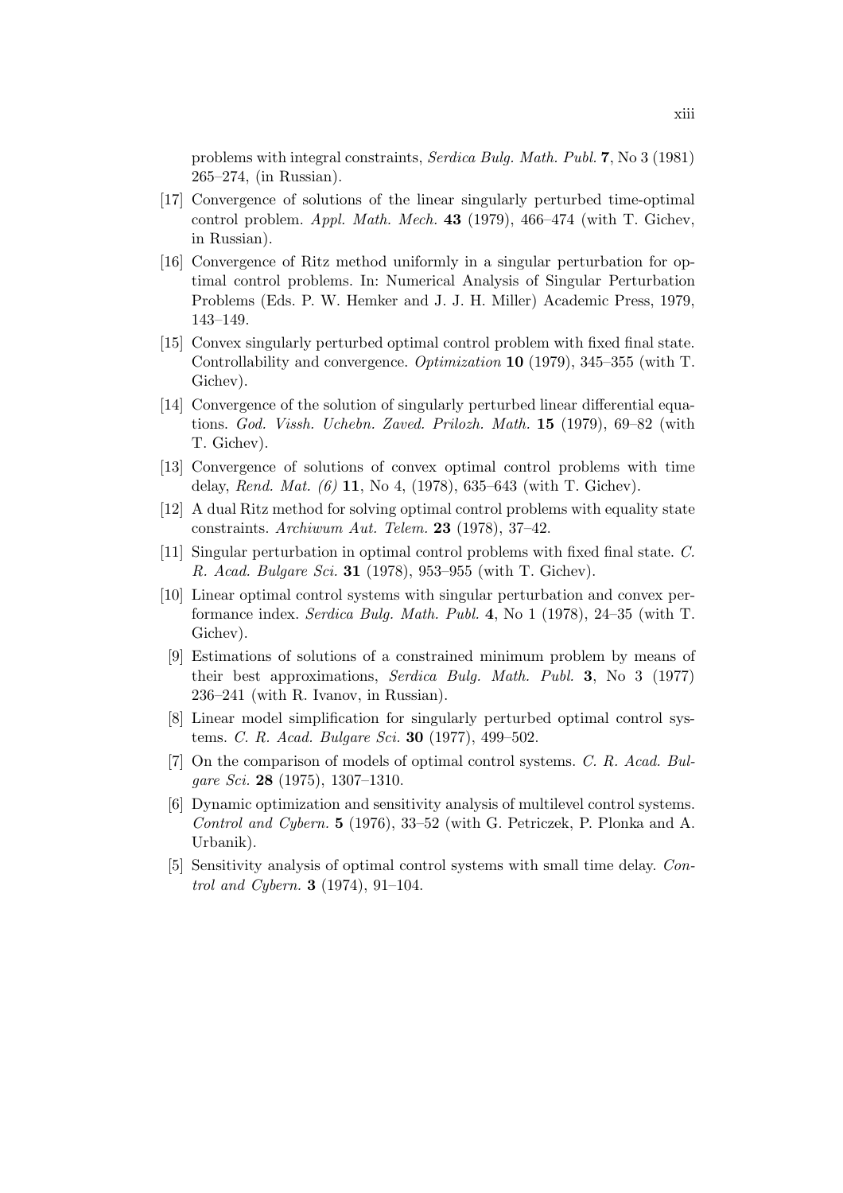problems with integral constraints, *Serdica Bulg. Math. Publ.* **7**, No 3 (1981) 265–274, (in Russian).

[17] Convergence of solutions of the linear singularly perturbed time-optimal control problem. *Appl. Math. Mech.* **43** (1979), 466–474 (with T. Gichev, in Russian).

[16] Convergence of Ritz method uniformly in a singular perturbation for optimal control problems. In: Numerical Analysis of Singular Perturbation Problems (Eds. P. W. Hemker and J. J. H. Miller) Academic Press, 1979, 143–149.

[15] Convex singularly perturbed optimal control problem with fixed final state. Controllability and convergence. *Optimization* **10** (1979), 345–355 (with T. Gichev).

[14] Convergence of the solution of singularly perturbed linear differential equations. *God. Vissh. Uchebn. Zaved. Prilozh. Math.* **15** (1979), 69–82 (with T. Gichev).

[13] Convergence of solutions of convex optimal control problems with time delay, *Rend. Mat. (6)* **11**, No 4, (1978), 635–643 (with T. Gichev).

[12] A dual Ritz method for solving optimal control problems with equality state constraints. *Archiwum Aut. Telem.* **23** (1978), 37–42.

[11] Singular perturbation in optimal control problems with fixed final state. *C. R. Acad. Bulgare Sci.* **31** (1978), 953–955 (with T. Gichev).

[10] Linear optimal control systems with singular perturbation and convex performance index. *Serdica Bulg. Math. Publ.* **4**, No 1 (1978), 24–35 (with T. Gichev).

[9] Estimations of solutions of a constrained minimum problem by means of their best approximations, *Serdica Bulg. Math. Publ.* **3**, No 3 (1977) 236–241 (with R. Ivanov, in Russian).

[8] Linear model simplification for singularly perturbed optimal control systems. *C. R. Acad. Bulgare Sci.* **30** (1977), 499–502.

[7] On the comparison of models of optimal control systems. *C. R. Acad. Bulgare Sci.* **28** (1975), 1307–1310.

[6] Dynamic optimization and sensitivity analysis of multilevel control systems. *Control and Cybern.* **5** (1976), 33–52 (with G. Petriczek, P. Plonka and A. Urbanik).

[5] Sensitivity analysis of optimal control systems with small time delay. *Control and Cybern.* **3** (1974), 91–104.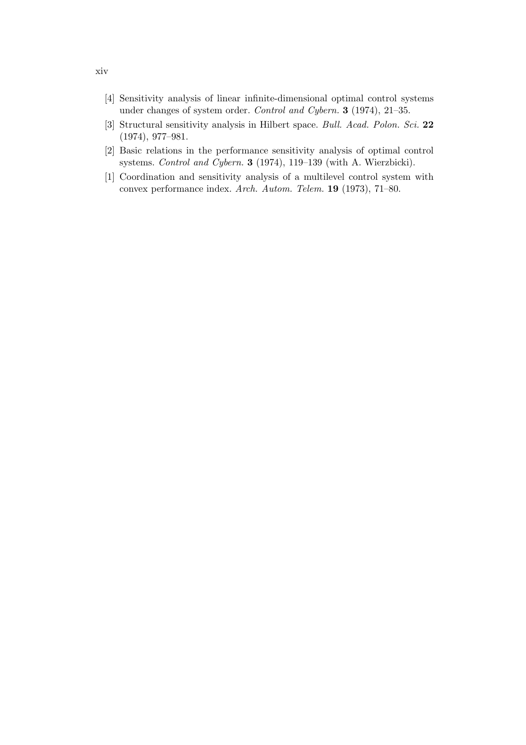[4] Sensitivity analysis of linear infinite-dimensional optimal control systems under changes of system order. *Control and Cybern.* **3** (1974), 21–35.

[3] Structural sensitivity analysis in Hilbert space. *Bull. Acad. Polon. Sci.* **22** (1974), 977–981.

[2] Basic relations in the performance sensitivity analysis of optimal control systems. *Control and Cybern.* **3** (1974), 119–139 (with A. Wierzbicki).

[1] Coordination and sensitivity analysis of a multilevel control system with convex performance index. *Arch. Autom. Telem.* **19** (1973), 71–80.